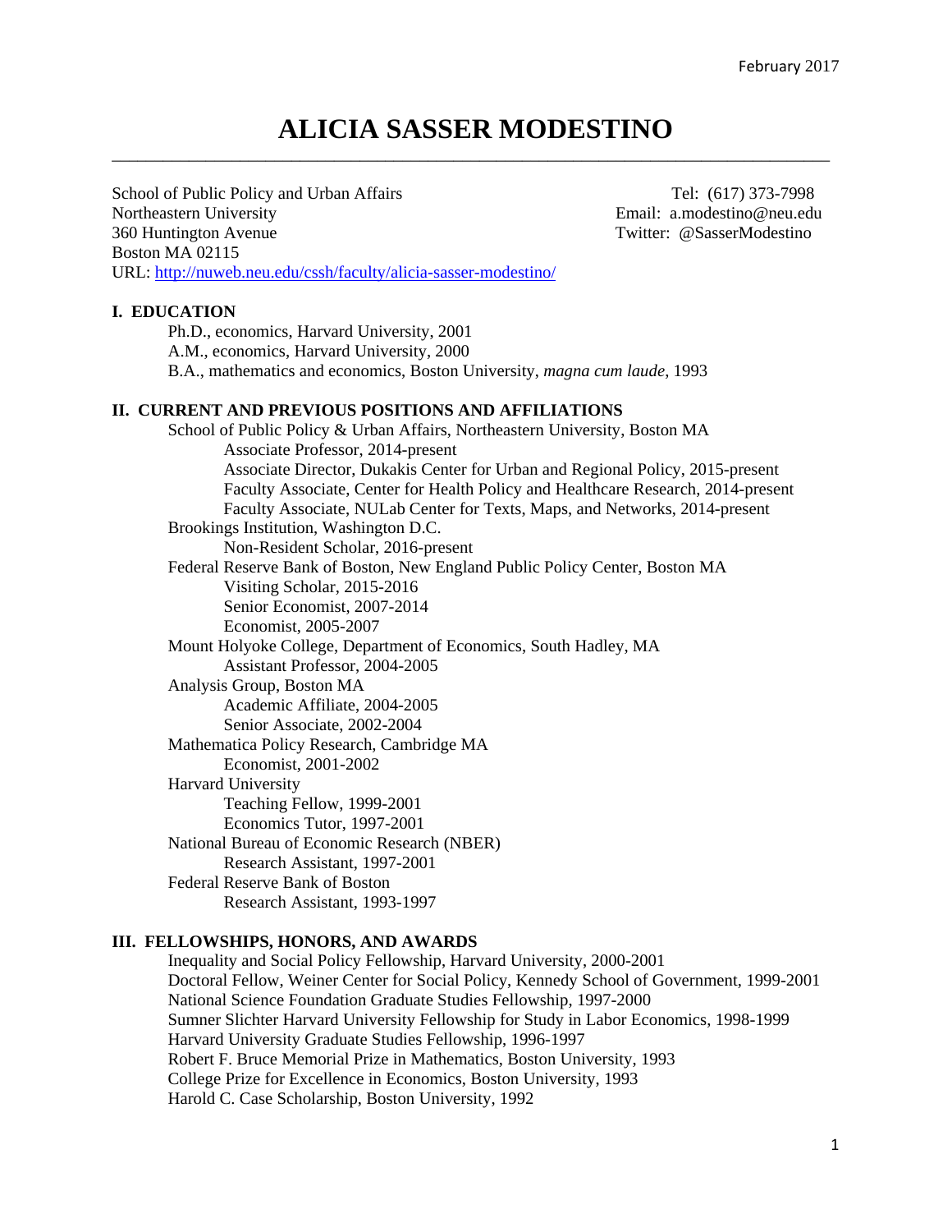February 2017

# ALICIA SASSER MODESTINO

School of Public Policy and Urban Affairs
Northeastern University
360 Huntington Avenue
Boston MA 02115
URL: http://nuweb.neu.edu/cssh/faculty/alicia-sasser-modestino/

Tel: (617) 373-7998
Email: a.modestino@neu.edu
Twitter: @SasserModestino

## I. EDUCATION

Ph.D., economics, Harvard University, 2001
A.M., economics, Harvard University, 2000
B.A., mathematics and economics, Boston University, *magna cum laude*, 1993

## II. CURRENT AND PREVIOUS POSITIONS AND AFFILIATIONS

School of Public Policy & Urban Affairs, Northeastern University, Boston MA
- Associate Professor, 2014-present
- Associate Director, Dukakis Center for Urban and Regional Policy, 2015-present
- Faculty Associate, Center for Health Policy and Healthcare Research, 2014-present
- Faculty Associate, NULab Center for Texts, Maps, and Networks, 2014-present

Brookings Institution, Washington D.C.
- Non-Resident Scholar, 2016-present

Federal Reserve Bank of Boston, New England Public Policy Center, Boston MA
- Visiting Scholar, 2015-2016
- Senior Economist, 2007-2014
- Economist, 2005-2007

Mount Holyoke College, Department of Economics, South Hadley, MA
- Assistant Professor, 2004-2005

Analysis Group, Boston MA
- Academic Affiliate, 2004-2005
- Senior Associate, 2002-2004

Mathematica Policy Research, Cambridge MA
- Economist, 2001-2002

Harvard University
- Teaching Fellow, 1999-2001
- Economics Tutor, 1997-2001

National Bureau of Economic Research (NBER)
- Research Assistant, 1997-2001

Federal Reserve Bank of Boston
- Research Assistant, 1993-1997

## III. FELLOWSHIPS, HONORS, AND AWARDS

Inequality and Social Policy Fellowship, Harvard University, 2000-2001
Doctoral Fellow, Weiner Center for Social Policy, Kennedy School of Government, 1999-2001
National Science Foundation Graduate Studies Fellowship, 1997-2000
Sumner Slichter Harvard University Fellowship for Study in Labor Economics, 1998-1999
Harvard University Graduate Studies Fellowship, 1996-1997
Robert F. Bruce Memorial Prize in Mathematics, Boston University, 1993
College Prize for Excellence in Economics, Boston University, 1993
Harold C. Case Scholarship, Boston University, 1992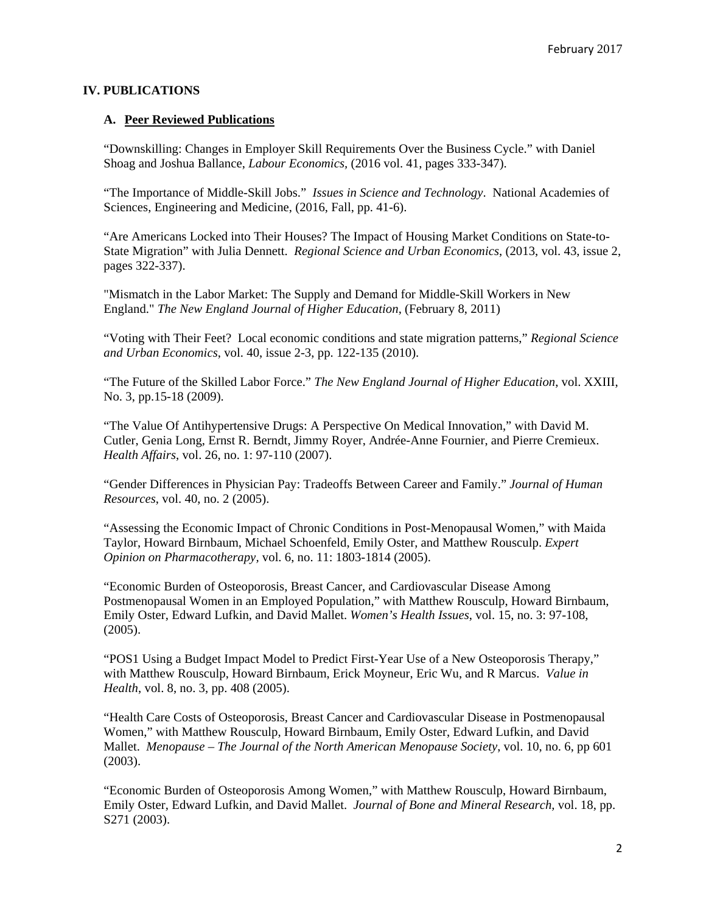## IV. PUBLICATIONS

### A. **Peer Reviewed Publications**

"Downskilling: Changes in Employer Skill Requirements Over the Business Cycle." with Daniel Shoag and Joshua Ballance, *Labour Economics*, (2016 vol. 41, pages 333-347).

"The Importance of Middle-Skill Jobs." *Issues in Science and Technology*. National Academies of Sciences, Engineering and Medicine, (2016, Fall, pp. 41-6).

"Are Americans Locked into Their Houses? The Impact of Housing Market Conditions on State-to-State Migration" with Julia Dennett. *Regional Science and Urban Economics*, (2013, vol. 43, issue 2, pages 322-337).

"Mismatch in the Labor Market: The Supply and Demand for Middle-Skill Workers in New England." *The New England Journal of Higher Education*, (February 8, 2011)

"Voting with Their Feet? Local economic conditions and state migration patterns," *Regional Science and Urban Economics*, vol. 40, issue 2-3, pp. 122-135 (2010).

"The Future of the Skilled Labor Force." *The New England Journal of Higher Education*, vol. XXIII, No. 3, pp.15-18 (2009).

"The Value Of Antihypertensive Drugs: A Perspective On Medical Innovation," with David M. Cutler, Genia Long, Ernst R. Berndt, Jimmy Royer, Andrée-Anne Fournier, and Pierre Cremieux. *Health Affairs*, vol. 26, no. 1: 97-110 (2007).

"Gender Differences in Physician Pay: Tradeoffs Between Career and Family." *Journal of Human Resources*, vol. 40, no. 2 (2005).

"Assessing the Economic Impact of Chronic Conditions in Post-Menopausal Women," with Maida Taylor, Howard Birnbaum, Michael Schoenfeld, Emily Oster, and Matthew Rousculp. *Expert Opinion on Pharmacotherapy*, vol. 6, no. 11: 1803-1814 (2005).

"Economic Burden of Osteoporosis, Breast Cancer, and Cardiovascular Disease Among Postmenopausal Women in an Employed Population," with Matthew Rousculp, Howard Birnbaum, Emily Oster, Edward Lufkin, and David Mallet. *Women's Health Issues*, vol. 15, no. 3: 97-108, (2005).

"POS1 Using a Budget Impact Model to Predict First-Year Use of a New Osteoporosis Therapy," with Matthew Rousculp, Howard Birnbaum, Erick Moyneur, Eric Wu, and R Marcus. *Value in Health*, vol. 8, no. 3, pp. 408 (2005).

"Health Care Costs of Osteoporosis, Breast Cancer and Cardiovascular Disease in Postmenopausal Women," with Matthew Rousculp, Howard Birnbaum, Emily Oster, Edward Lufkin, and David Mallet. *Menopause – The Journal of the North American Menopause Society*, vol. 10, no. 6, pp 601 (2003).

"Economic Burden of Osteoporosis Among Women," with Matthew Rousculp, Howard Birnbaum, Emily Oster, Edward Lufkin, and David Mallet. *Journal of Bone and Mineral Research*, vol. 18, pp. S271 (2003).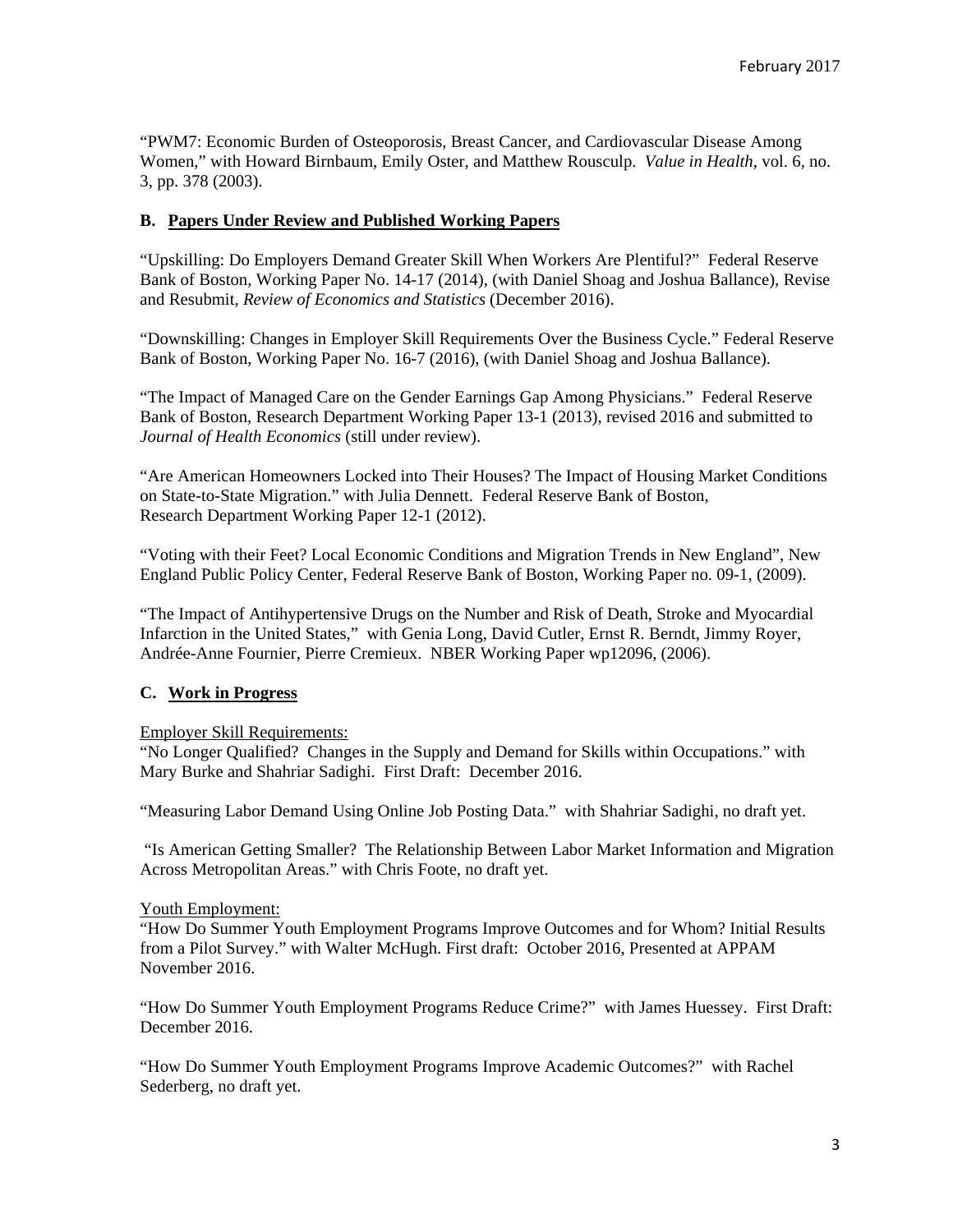“PWM7: Economic Burden of Osteoporosis, Breast Cancer, and Cardiovascular Disease Among Women,” with Howard Birnbaum, Emily Oster, and Matthew Rousculp. *Value in Health*, vol. 6, no. 3, pp. 378 (2003).

### B. Papers Under Review and Published Working Papers

“Upskilling: Do Employers Demand Greater Skill When Workers Are Plentiful?” Federal Reserve Bank of Boston, Working Paper No. 14-17 (2014), (with Daniel Shoag and Joshua Ballance), Revise and Resubmit, *Review of Economics and Statistics* (December 2016).

“Downskilling: Changes in Employer Skill Requirements Over the Business Cycle.” Federal Reserve Bank of Boston, Working Paper No. 16-7 (2016), (with Daniel Shoag and Joshua Ballance).

“The Impact of Managed Care on the Gender Earnings Gap Among Physicians.” Federal Reserve Bank of Boston, Research Department Working Paper 13-1 (2013), revised 2016 and submitted to *Journal of Health Economics* (still under review).

“Are American Homeowners Locked into Their Houses? The Impact of Housing Market Conditions on State-to-State Migration.” with Julia Dennett. Federal Reserve Bank of Boston, Research Department Working Paper 12-1 (2012).

“Voting with their Feet? Local Economic Conditions and Migration Trends in New England”, New England Public Policy Center, Federal Reserve Bank of Boston, Working Paper no. 09-1, (2009).

“The Impact of Antihypertensive Drugs on the Number and Risk of Death, Stroke and Myocardial Infarction in the United States,” with Genia Long, David Cutler, Ernst R. Berndt, Jimmy Royer, Andrée-Anne Fournier, Pierre Cremieux. NBER Working Paper wp12096, (2006).

### C. Work in Progress

Employer Skill Requirements:

“No Longer Qualified? Changes in the Supply and Demand for Skills within Occupations.” with Mary Burke and Shahriar Sadighi. First Draft: December 2016.

“Measuring Labor Demand Using Online Job Posting Data.” with Shahriar Sadighi, no draft yet.

“Is American Getting Smaller? The Relationship Between Labor Market Information and Migration Across Metropolitan Areas.” with Chris Foote, no draft yet.

Youth Employment:

“How Do Summer Youth Employment Programs Improve Outcomes and for Whom? Initial Results from a Pilot Survey.” with Walter McHugh. First draft: October 2016, Presented at APPAM November 2016.

“How Do Summer Youth Employment Programs Reduce Crime?” with James Huessey. First Draft: December 2016.

“How Do Summer Youth Employment Programs Improve Academic Outcomes?” with Rachel Sederberg, no draft yet.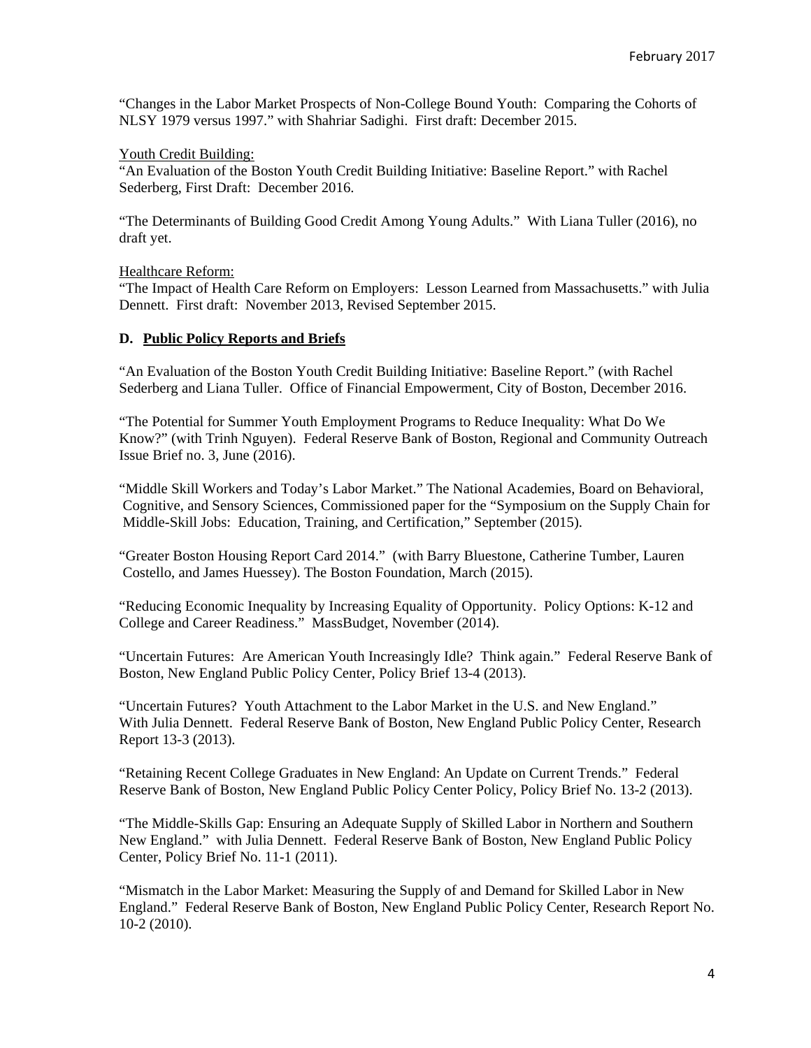"Changes in the Labor Market Prospects of Non-College Bound Youth: Comparing the Cohorts of NLSY 1979 versus 1997." with Shahriar Sadighi. First draft: December 2015.

Youth Credit Building:

"An Evaluation of the Boston Youth Credit Building Initiative: Baseline Report." with Rachel Sederberg, First Draft: December 2016.

"The Determinants of Building Good Credit Among Young Adults." With Liana Tuller (2016), no draft yet.

Healthcare Reform:

"The Impact of Health Care Reform on Employers: Lesson Learned from Massachusetts." with Julia Dennett. First draft: November 2013, Revised September 2015.

**D. Public Policy Reports and Briefs**

"An Evaluation of the Boston Youth Credit Building Initiative: Baseline Report." (with Rachel Sederberg and Liana Tuller. Office of Financial Empowerment, City of Boston, December 2016.

"The Potential for Summer Youth Employment Programs to Reduce Inequality: What Do We Know?" (with Trinh Nguyen). Federal Reserve Bank of Boston, Regional and Community Outreach Issue Brief no. 3, June (2016).

"Middle Skill Workers and Today's Labor Market." The National Academies, Board on Behavioral, Cognitive, and Sensory Sciences, Commissioned paper for the "Symposium on the Supply Chain for Middle-Skill Jobs: Education, Training, and Certification," September (2015).

"Greater Boston Housing Report Card 2014." (with Barry Bluestone, Catherine Tumber, Lauren Costello, and James Huessey). The Boston Foundation, March (2015).

"Reducing Economic Inequality by Increasing Equality of Opportunity. Policy Options: K-12 and College and Career Readiness." MassBudget, November (2014).

"Uncertain Futures: Are American Youth Increasingly Idle? Think again." Federal Reserve Bank of Boston, New England Public Policy Center, Policy Brief 13-4 (2013).

"Uncertain Futures? Youth Attachment to the Labor Market in the U.S. and New England." With Julia Dennett. Federal Reserve Bank of Boston, New England Public Policy Center, Research Report 13-3 (2013).

"Retaining Recent College Graduates in New England: An Update on Current Trends." Federal Reserve Bank of Boston, New England Public Policy Center Policy, Policy Brief No. 13-2 (2013).

"The Middle-Skills Gap: Ensuring an Adequate Supply of Skilled Labor in Northern and Southern New England." with Julia Dennett. Federal Reserve Bank of Boston, New England Public Policy Center, Policy Brief No. 11-1 (2011).

"Mismatch in the Labor Market: Measuring the Supply of and Demand for Skilled Labor in New England." Federal Reserve Bank of Boston, New England Public Policy Center, Research Report No. 10-2 (2010).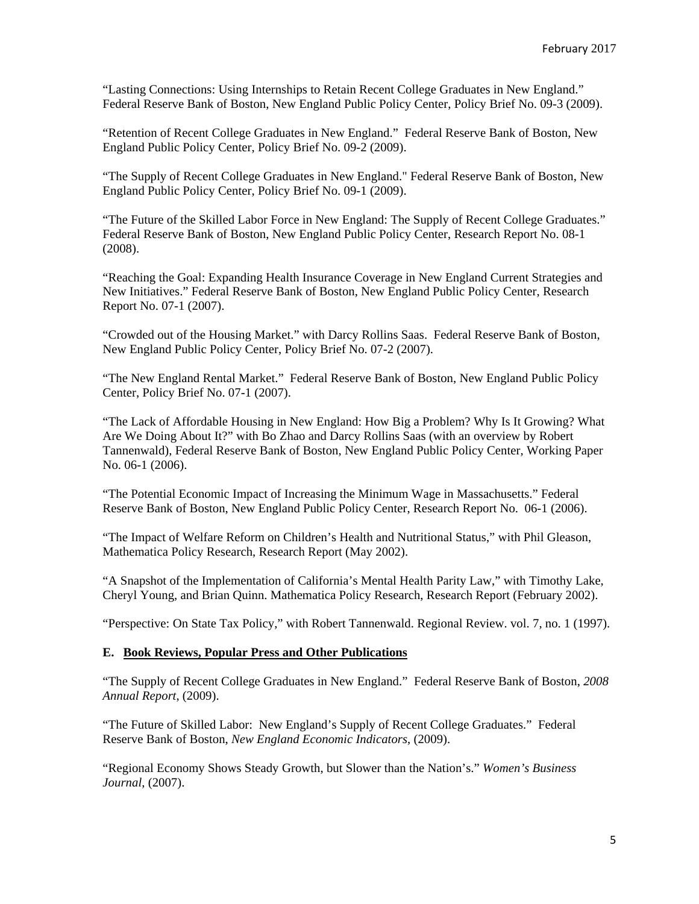"Lasting Connections: Using Internships to Retain Recent College Graduates in New England." Federal Reserve Bank of Boston, New England Public Policy Center, Policy Brief No. 09-3 (2009).

"Retention of Recent College Graduates in New England." Federal Reserve Bank of Boston, New England Public Policy Center, Policy Brief No. 09-2 (2009).

"The Supply of Recent College Graduates in New England." Federal Reserve Bank of Boston, New England Public Policy Center, Policy Brief No. 09-1 (2009).

"The Future of the Skilled Labor Force in New England: The Supply of Recent College Graduates." Federal Reserve Bank of Boston, New England Public Policy Center, Research Report No. 08-1 (2008).

"Reaching the Goal: Expanding Health Insurance Coverage in New England Current Strategies and New Initiatives." Federal Reserve Bank of Boston, New England Public Policy Center, Research Report No. 07-1 (2007).

"Crowded out of the Housing Market." with Darcy Rollins Saas. Federal Reserve Bank of Boston, New England Public Policy Center, Policy Brief No. 07-2 (2007).

"The New England Rental Market." Federal Reserve Bank of Boston, New England Public Policy Center, Policy Brief No. 07-1 (2007).

"The Lack of Affordable Housing in New England: How Big a Problem? Why Is It Growing? What Are We Doing About It?" with Bo Zhao and Darcy Rollins Saas (with an overview by Robert Tannenwald), Federal Reserve Bank of Boston, New England Public Policy Center, Working Paper No. 06-1 (2006).

"The Potential Economic Impact of Increasing the Minimum Wage in Massachusetts." Federal Reserve Bank of Boston, New England Public Policy Center, Research Report No. 06-1 (2006).

"The Impact of Welfare Reform on Children's Health and Nutritional Status," with Phil Gleason, Mathematica Policy Research, Research Report (May 2002).

"A Snapshot of the Implementation of California's Mental Health Parity Law," with Timothy Lake, Cheryl Young, and Brian Quinn. Mathematica Policy Research, Research Report (February 2002).

"Perspective: On State Tax Policy," with Robert Tannenwald. Regional Review. vol. 7, no. 1 (1997).

## E. Book Reviews, Popular Press and Other Publications

"The Supply of Recent College Graduates in New England." Federal Reserve Bank of Boston, *2008 Annual Report*, (2009).

"The Future of Skilled Labor: New England's Supply of Recent College Graduates." Federal Reserve Bank of Boston, *New England Economic Indicators*, (2009).

"Regional Economy Shows Steady Growth, but Slower than the Nation's." *Women's Business Journal*, (2007).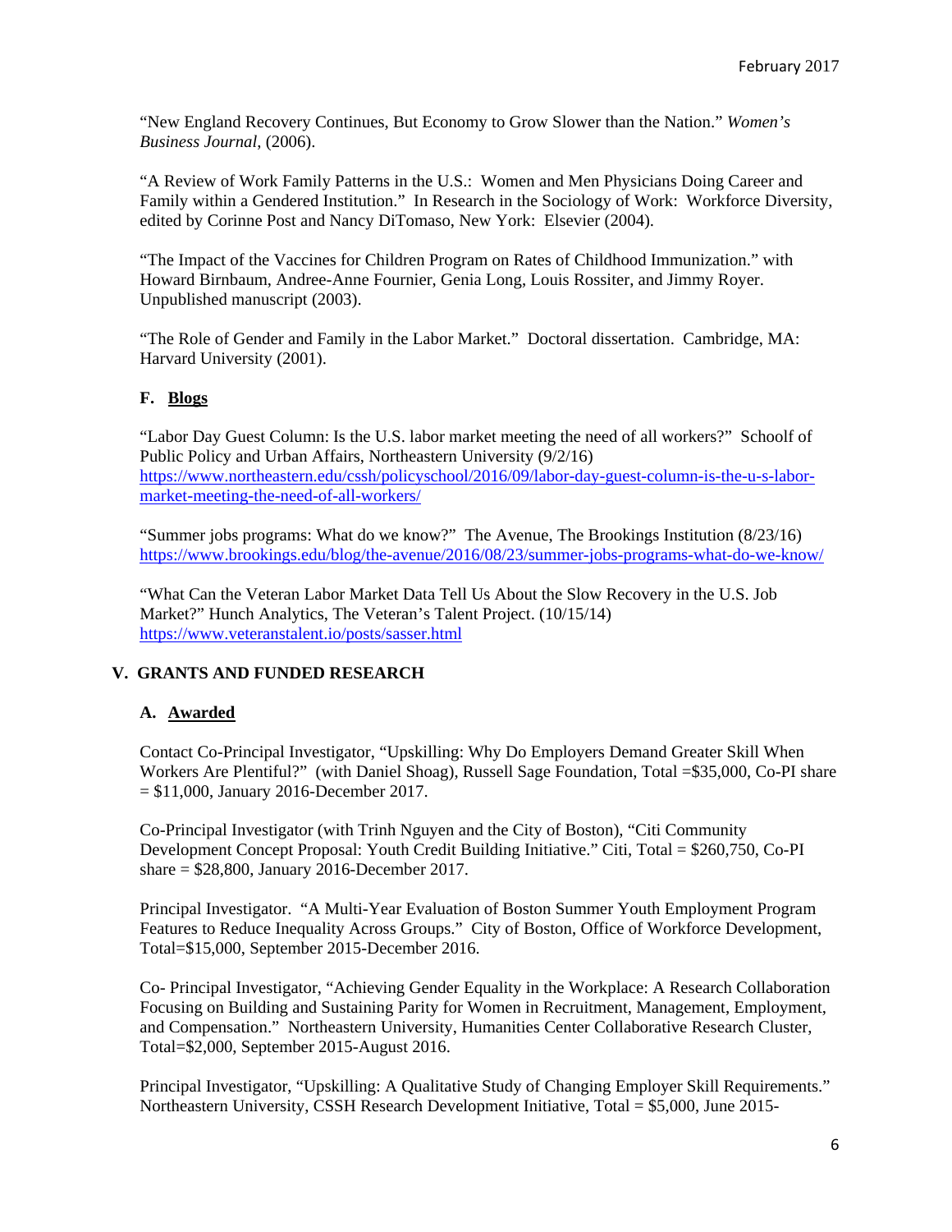"New England Recovery Continues, But Economy to Grow Slower than the Nation." *Women's Business Journal*, (2006).

"A Review of Work Family Patterns in the U.S.: Women and Men Physicians Doing Career and Family within a Gendered Institution." In Research in the Sociology of Work: Workforce Diversity, edited by Corinne Post and Nancy DiTomaso, New York: Elsevier (2004).

"The Impact of the Vaccines for Children Program on Rates of Childhood Immunization." with Howard Birnbaum, Andree-Anne Fournier, Genia Long, Louis Rossiter, and Jimmy Royer. Unpublished manuscript (2003).

"The Role of Gender and Family in the Labor Market." Doctoral dissertation. Cambridge, MA: Harvard University (2001).

### F. Blogs

"Labor Day Guest Column: Is the U.S. labor market meeting the need of all workers?" Schoolf of Public Policy and Urban Affairs, Northeastern University (9/2/16) https://www.northeastern.edu/cssh/policyschool/2016/09/labor-day-guest-column-is-the-u-s-labor-market-meeting-the-need-of-all-workers/

"Summer jobs programs: What do we know?" The Avenue, The Brookings Institution (8/23/16) https://www.brookings.edu/blog/the-avenue/2016/08/23/summer-jobs-programs-what-do-we-know/

"What Can the Veteran Labor Market Data Tell Us About the Slow Recovery in the U.S. Job Market?" Hunch Analytics, The Veteran's Talent Project. (10/15/14) https://www.veteranstalent.io/posts/sasser.html

## V. GRANTS AND FUNDED RESEARCH

### A. Awarded

Contact Co-Principal Investigator, "Upskilling: Why Do Employers Demand Greater Skill When Workers Are Plentiful?" (with Daniel Shoag), Russell Sage Foundation, Total =$35,000, Co-PI share = $11,000, January 2016-December 2017.

Co-Principal Investigator (with Trinh Nguyen and the City of Boston), "Citi Community Development Concept Proposal: Youth Credit Building Initiative." Citi, Total = $260,750, Co-PI share = $28,800, January 2016-December 2017.

Principal Investigator. "A Multi-Year Evaluation of Boston Summer Youth Employment Program Features to Reduce Inequality Across Groups." City of Boston, Office of Workforce Development, Total=$15,000, September 2015-December 2016.

Co- Principal Investigator, "Achieving Gender Equality in the Workplace: A Research Collaboration Focusing on Building and Sustaining Parity for Women in Recruitment, Management, Employment, and Compensation." Northeastern University, Humanities Center Collaborative Research Cluster, Total=$2,000, September 2015-August 2016.

Principal Investigator, "Upskilling: A Qualitative Study of Changing Employer Skill Requirements." Northeastern University, CSSH Research Development Initiative, Total = $5,000, June 2015-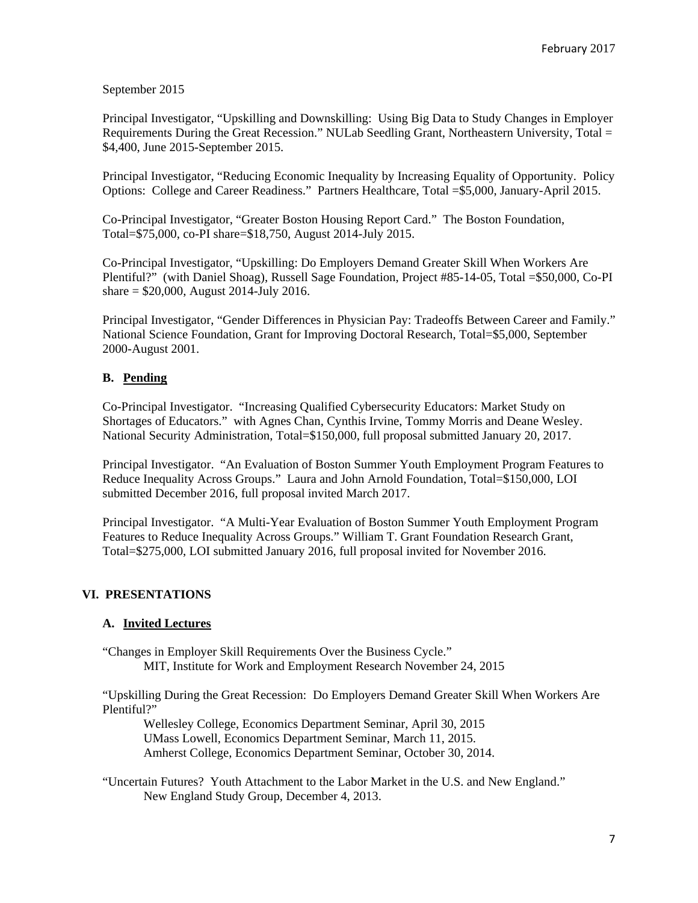September 2015

Principal Investigator, "Upskilling and Downskilling: Using Big Data to Study Changes in Employer Requirements During the Great Recession." NULab Seedling Grant, Northeastern University, Total = $4,400, June 2015-September 2015.

Principal Investigator, "Reducing Economic Inequality by Increasing Equality of Opportunity. Policy Options: College and Career Readiness." Partners Healthcare, Total =$5,000, January-April 2015.

Co-Principal Investigator, "Greater Boston Housing Report Card." The Boston Foundation, Total=$75,000, co-PI share=$18,750, August 2014-July 2015.

Co-Principal Investigator, "Upskilling: Do Employers Demand Greater Skill When Workers Are Plentiful?" (with Daniel Shoag), Russell Sage Foundation, Project #85-14-05, Total =$50,000, Co-PI share = $20,000, August 2014-July 2016.

Principal Investigator, "Gender Differences in Physician Pay: Tradeoffs Between Career and Family." National Science Foundation, Grant for Improving Doctoral Research, Total=$5,000, September 2000-August 2001.

### B. Pending

Co-Principal Investigator. "Increasing Qualified Cybersecurity Educators: Market Study on Shortages of Educators." with Agnes Chan, Cynthis Irvine, Tommy Morris and Deane Wesley. National Security Administration, Total=$150,000, full proposal submitted January 20, 2017.

Principal Investigator. "An Evaluation of Boston Summer Youth Employment Program Features to Reduce Inequality Across Groups." Laura and John Arnold Foundation, Total=$150,000, LOI submitted December 2016, full proposal invited March 2017.

Principal Investigator. "A Multi-Year Evaluation of Boston Summer Youth Employment Program Features to Reduce Inequality Across Groups." William T. Grant Foundation Research Grant, Total=$275,000, LOI submitted January 2016, full proposal invited for November 2016.

## VI. PRESENTATIONS

### A. Invited Lectures

"Changes in Employer Skill Requirements Over the Business Cycle."
MIT, Institute for Work and Employment Research November 24, 2015

"Upskilling During the Great Recession: Do Employers Demand Greater Skill When Workers Are Plentiful?"
Wellesley College, Economics Department Seminar, April 30, 2015
UMass Lowell, Economics Department Seminar, March 11, 2015.
Amherst College, Economics Department Seminar, October 30, 2014.

"Uncertain Futures? Youth Attachment to the Labor Market in the U.S. and New England."
New England Study Group, December 4, 2013.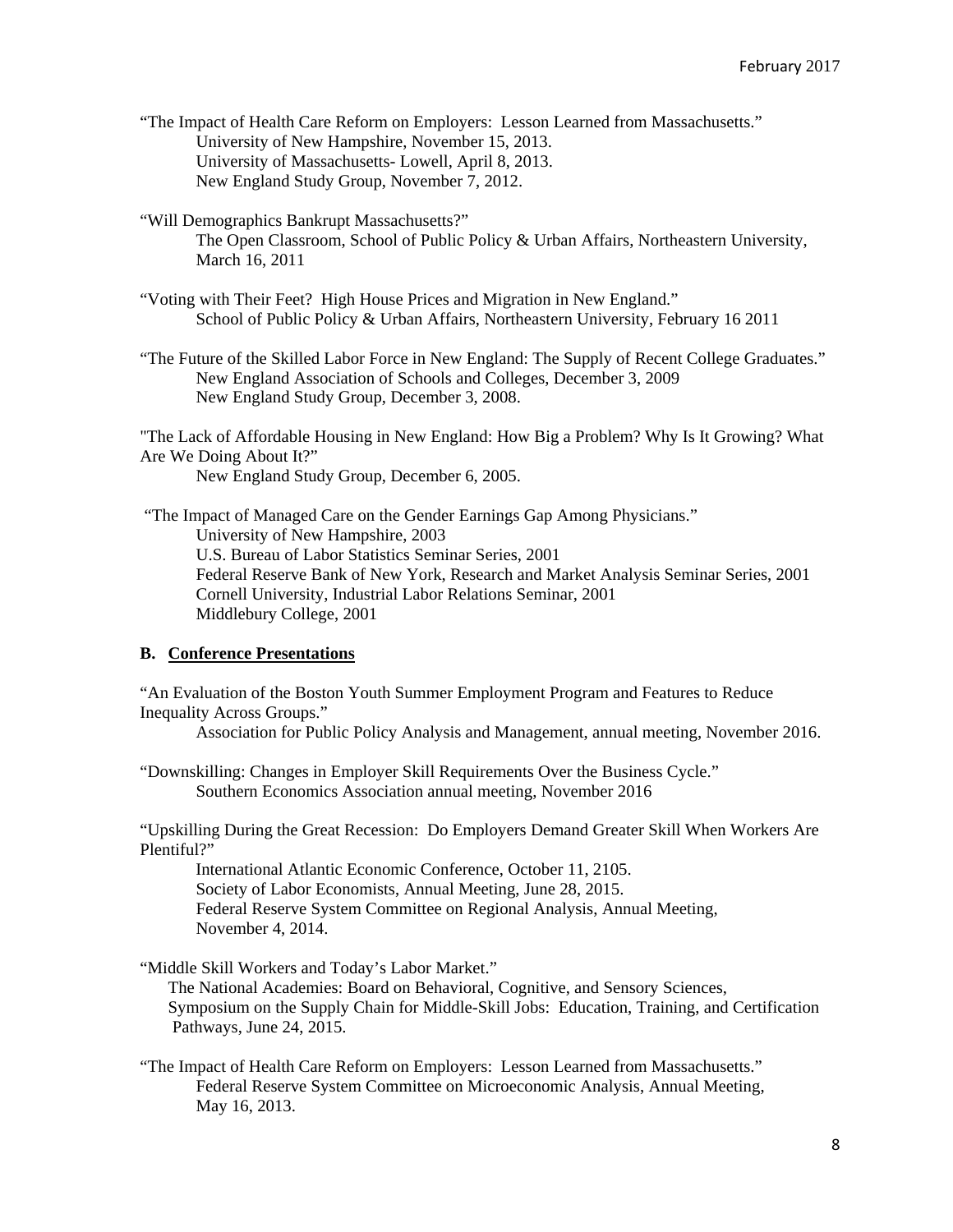"The Impact of Health Care Reform on Employers: Lesson Learned from Massachusetts."
University of New Hampshire, November 15, 2013.
University of Massachusetts- Lowell, April 8, 2013.
New England Study Group, November 7, 2012.

"Will Demographics Bankrupt Massachusetts?"
The Open Classroom, School of Public Policy & Urban Affairs, Northeastern University, March 16, 2011

"Voting with Their Feet? High House Prices and Migration in New England."
School of Public Policy & Urban Affairs, Northeastern University, February 16 2011

"The Future of the Skilled Labor Force in New England: The Supply of Recent College Graduates."
New England Association of Schools and Colleges, December 3, 2009
New England Study Group, December 3, 2008.

"The Lack of Affordable Housing in New England: How Big a Problem? Why Is It Growing? What Are We Doing About It?"
New England Study Group, December 6, 2005.

"The Impact of Managed Care on the Gender Earnings Gap Among Physicians."
University of New Hampshire, 2003
U.S. Bureau of Labor Statistics Seminar Series, 2001
Federal Reserve Bank of New York, Research and Market Analysis Seminar Series, 2001
Cornell University, Industrial Labor Relations Seminar, 2001
Middlebury College, 2001

**B. Conference Presentations**

"An Evaluation of the Boston Youth Summer Employment Program and Features to Reduce Inequality Across Groups."
Association for Public Policy Analysis and Management, annual meeting, November 2016.

"Downskilling: Changes in Employer Skill Requirements Over the Business Cycle."
Southern Economics Association annual meeting, November 2016

"Upskilling During the Great Recession: Do Employers Demand Greater Skill When Workers Are Plentiful?"
International Atlantic Economic Conference, October 11, 2105.
Society of Labor Economists, Annual Meeting, June 28, 2015.
Federal Reserve System Committee on Regional Analysis, Annual Meeting, November 4, 2014.

"Middle Skill Workers and Today's Labor Market."
The National Academies: Board on Behavioral, Cognitive, and Sensory Sciences, Symposium on the Supply Chain for Middle-Skill Jobs: Education, Training, and Certification Pathways, June 24, 2015.

"The Impact of Health Care Reform on Employers: Lesson Learned from Massachusetts."
Federal Reserve System Committee on Microeconomic Analysis, Annual Meeting, May 16, 2013.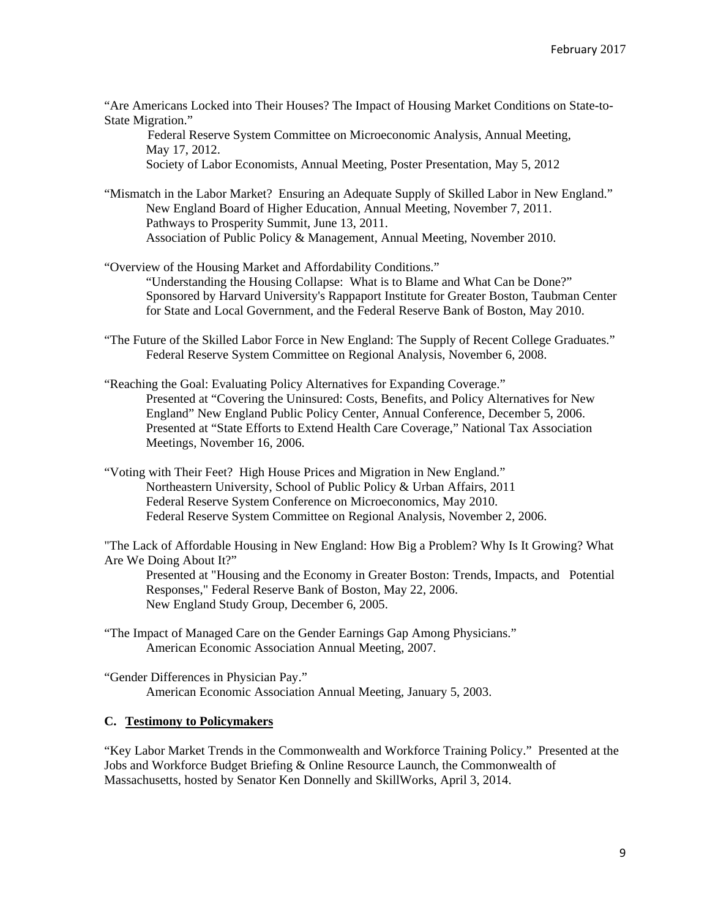"Are Americans Locked into Their Houses? The Impact of Housing Market Conditions on State-to-State Migration."

Federal Reserve System Committee on Microeconomic Analysis, Annual Meeting, May 17, 2012.
Society of Labor Economists, Annual Meeting, Poster Presentation, May 5, 2012

"Mismatch in the Labor Market? Ensuring an Adequate Supply of Skilled Labor in New England."

New England Board of Higher Education, Annual Meeting, November 7, 2011.
Pathways to Prosperity Summit, June 13, 2011.
Association of Public Policy & Management, Annual Meeting, November 2010.

"Overview of the Housing Market and Affordability Conditions."

"Understanding the Housing Collapse: What is to Blame and What Can be Done?" Sponsored by Harvard University's Rappaport Institute for Greater Boston, Taubman Center for State and Local Government, and the Federal Reserve Bank of Boston, May 2010.

"The Future of the Skilled Labor Force in New England: The Supply of Recent College Graduates."

Federal Reserve System Committee on Regional Analysis, November 6, 2008.

"Reaching the Goal: Evaluating Policy Alternatives for Expanding Coverage."

Presented at "Covering the Uninsured: Costs, Benefits, and Policy Alternatives for New England" New England Public Policy Center, Annual Conference, December 5, 2006.
Presented at "State Efforts to Extend Health Care Coverage," National Tax Association Meetings, November 16, 2006.

"Voting with Their Feet? High House Prices and Migration in New England."

Northeastern University, School of Public Policy & Urban Affairs, 2011
Federal Reserve System Conference on Microeconomics, May 2010.
Federal Reserve System Committee on Regional Analysis, November 2, 2006.

"The Lack of Affordable Housing in New England: How Big a Problem? Why Is It Growing? What Are We Doing About It?"

Presented at "Housing and the Economy in Greater Boston: Trends, Impacts, and Potential Responses," Federal Reserve Bank of Boston, May 22, 2006.
New England Study Group, December 6, 2005.

"The Impact of Managed Care on the Gender Earnings Gap Among Physicians."

American Economic Association Annual Meeting, 2007.

"Gender Differences in Physician Pay."

American Economic Association Annual Meeting, January 5, 2003.

### C. <u>Testimony to Policymakers</u>

"Key Labor Market Trends in the Commonwealth and Workforce Training Policy." Presented at the Jobs and Workforce Budget Briefing & Online Resource Launch, the Commonwealth of Massachusetts, hosted by Senator Ken Donnelly and SkillWorks, April 3, 2014.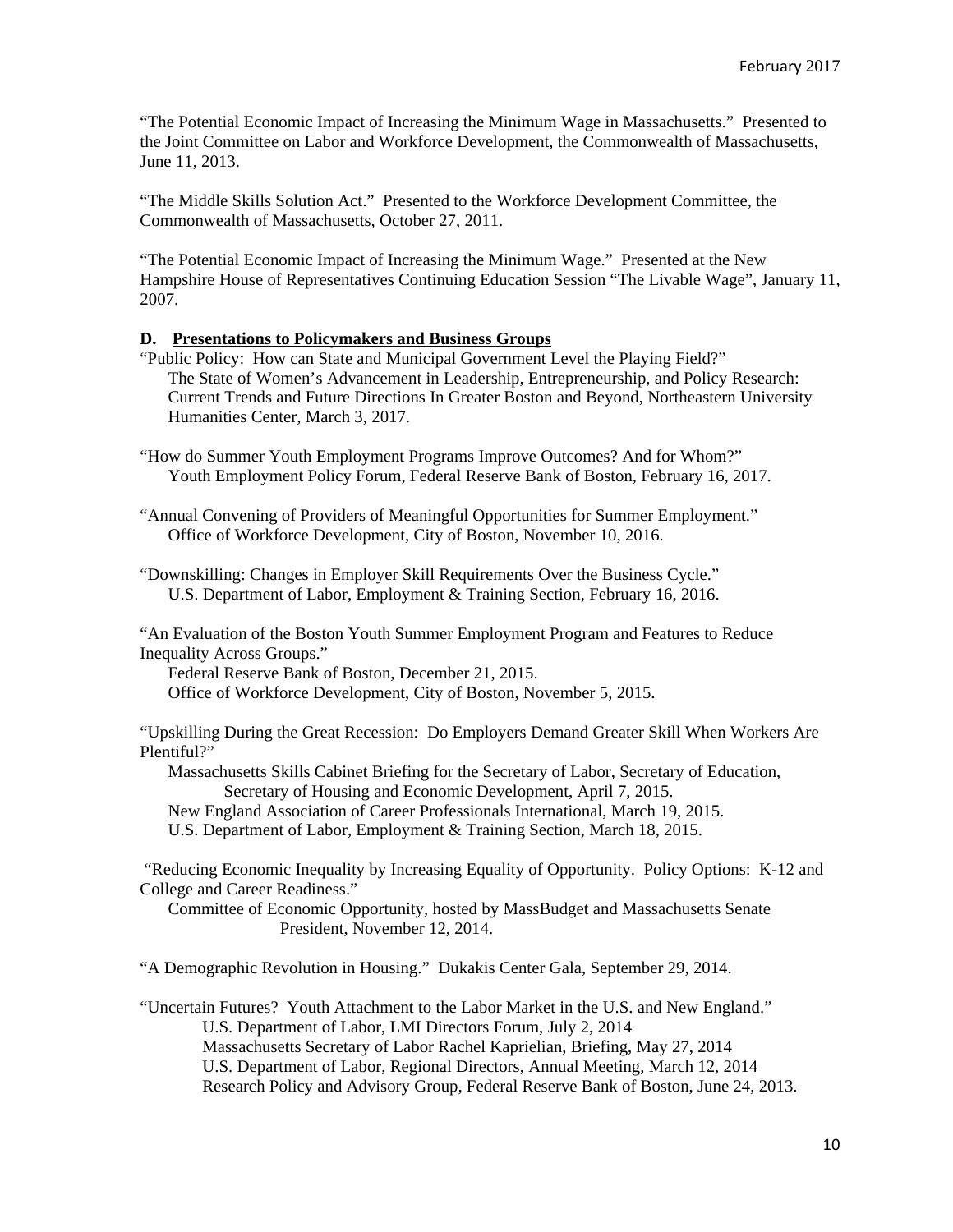"The Potential Economic Impact of Increasing the Minimum Wage in Massachusetts." Presented to the Joint Committee on Labor and Workforce Development, the Commonwealth of Massachusetts, June 11, 2013.

"The Middle Skills Solution Act." Presented to the Workforce Development Committee, the Commonwealth of Massachusetts, October 27, 2011.

"The Potential Economic Impact of Increasing the Minimum Wage." Presented at the New Hampshire House of Representatives Continuing Education Session "The Livable Wage", January 11, 2007.

**D. Presentations to Policymakers and Business Groups**

"Public Policy: How can State and Municipal Government Level the Playing Field?"
The State of Women's Advancement in Leadership, Entrepreneurship, and Policy Research: Current Trends and Future Directions In Greater Boston and Beyond, Northeastern University Humanities Center, March 3, 2017.

"How do Summer Youth Employment Programs Improve Outcomes? And for Whom?"
Youth Employment Policy Forum, Federal Reserve Bank of Boston, February 16, 2017.

"Annual Convening of Providers of Meaningful Opportunities for Summer Employment."
Office of Workforce Development, City of Boston, November 10, 2016.

"Downskilling: Changes in Employer Skill Requirements Over the Business Cycle."
U.S. Department of Labor, Employment & Training Section, February 16, 2016.

"An Evaluation of the Boston Youth Summer Employment Program and Features to Reduce Inequality Across Groups."
Federal Reserve Bank of Boston, December 21, 2015.
Office of Workforce Development, City of Boston, November 5, 2015.

"Upskilling During the Great Recession: Do Employers Demand Greater Skill When Workers Are Plentiful?"
Massachusetts Skills Cabinet Briefing for the Secretary of Labor, Secretary of Education, Secretary of Housing and Economic Development, April 7, 2015.
New England Association of Career Professionals International, March 19, 2015.
U.S. Department of Labor, Employment & Training Section, March 18, 2015.

"Reducing Economic Inequality by Increasing Equality of Opportunity. Policy Options: K-12 and College and Career Readiness."
Committee of Economic Opportunity, hosted by MassBudget and Massachusetts Senate President, November 12, 2014.

"A Demographic Revolution in Housing." Dukakis Center Gala, September 29, 2014.

"Uncertain Futures? Youth Attachment to the Labor Market in the U.S. and New England."
U.S. Department of Labor, LMI Directors Forum, July 2, 2014
Massachusetts Secretary of Labor Rachel Kaprielian, Briefing, May 27, 2014
U.S. Department of Labor, Regional Directors, Annual Meeting, March 12, 2014
Research Policy and Advisory Group, Federal Reserve Bank of Boston, June 24, 2013.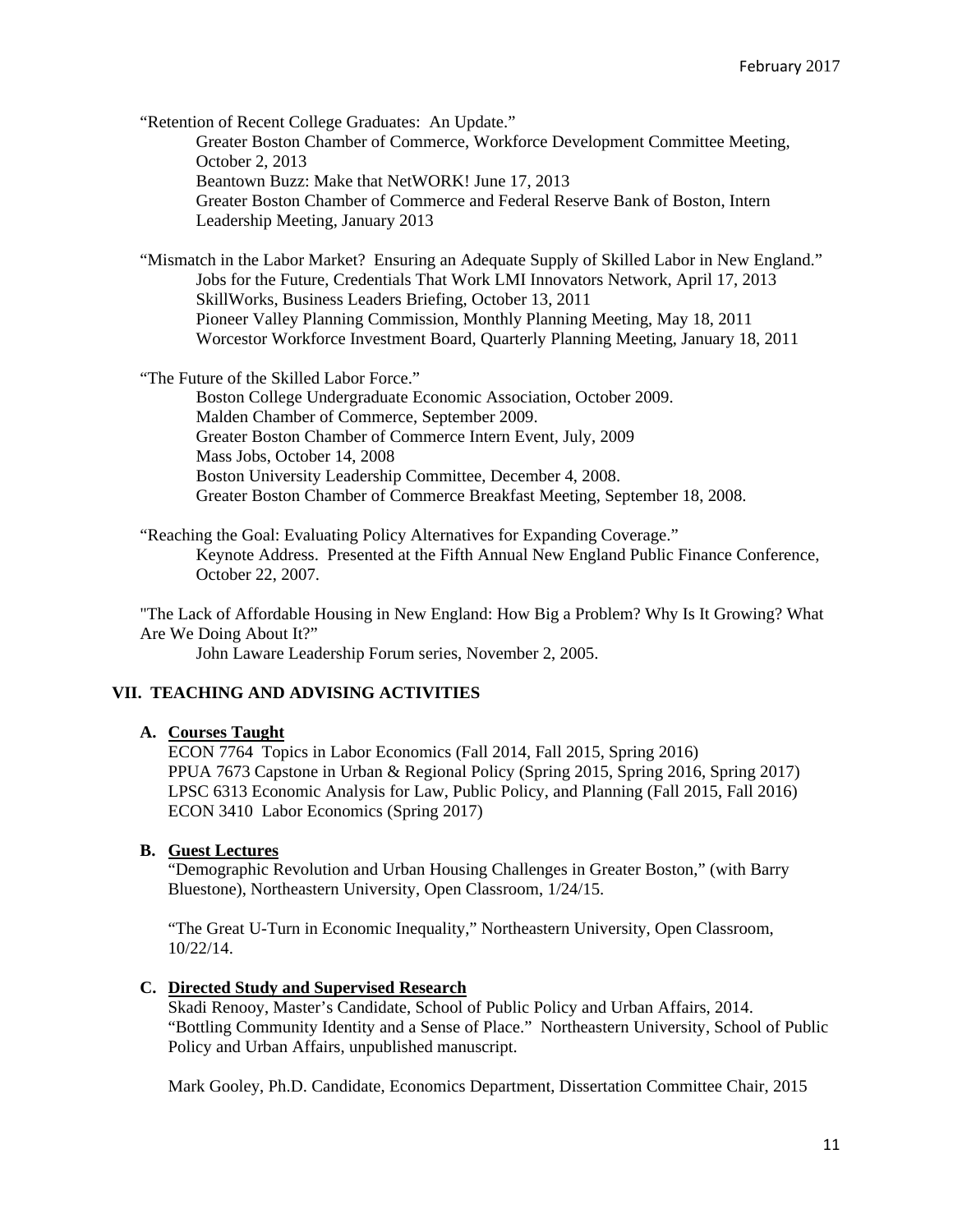"Retention of Recent College Graduates: An Update."

Greater Boston Chamber of Commerce, Workforce Development Committee Meeting, October 2, 2013
Beantown Buzz: Make that NetWORK! June 17, 2013
Greater Boston Chamber of Commerce and Federal Reserve Bank of Boston, Intern Leadership Meeting, January 2013

"Mismatch in the Labor Market? Ensuring an Adequate Supply of Skilled Labor in New England."

Jobs for the Future, Credentials That Work LMI Innovators Network, April 17, 2013
SkillWorks, Business Leaders Briefing, October 13, 2011
Pioneer Valley Planning Commission, Monthly Planning Meeting, May 18, 2011
Worcestor Workforce Investment Board, Quarterly Planning Meeting, January 18, 2011

"The Future of the Skilled Labor Force."

Boston College Undergraduate Economic Association, October 2009.
Malden Chamber of Commerce, September 2009.
Greater Boston Chamber of Commerce Intern Event, July, 2009
Mass Jobs, October 14, 2008
Boston University Leadership Committee, December 4, 2008.
Greater Boston Chamber of Commerce Breakfast Meeting, September 18, 2008.

"Reaching the Goal: Evaluating Policy Alternatives for Expanding Coverage."

Keynote Address. Presented at the Fifth Annual New England Public Finance Conference, October 22, 2007.

"The Lack of Affordable Housing in New England: How Big a Problem? Why Is It Growing? What Are We Doing About It?"

John Laware Leadership Forum series, November 2, 2005.

## VII. TEACHING AND ADVISING ACTIVITIES

### A. Courses Taught

ECON 7764 Topics in Labor Economics (Fall 2014, Fall 2015, Spring 2016)
PPUA 7673 Capstone in Urban & Regional Policy (Spring 2015, Spring 2016, Spring 2017)
LPSC 6313 Economic Analysis for Law, Public Policy, and Planning (Fall 2015, Fall 2016)
ECON 3410 Labor Economics (Spring 2017)

### B. Guest Lectures

"Demographic Revolution and Urban Housing Challenges in Greater Boston," (with Barry Bluestone), Northeastern University, Open Classroom, 1/24/15.

"The Great U-Turn in Economic Inequality," Northeastern University, Open Classroom, 10/22/14.

### C. Directed Study and Supervised Research

Skadi Renooy, Master's Candidate, School of Public Policy and Urban Affairs, 2014. "Bottling Community Identity and a Sense of Place." Northeastern University, School of Public Policy and Urban Affairs, unpublished manuscript.

Mark Gooley, Ph.D. Candidate, Economics Department, Dissertation Committee Chair, 2015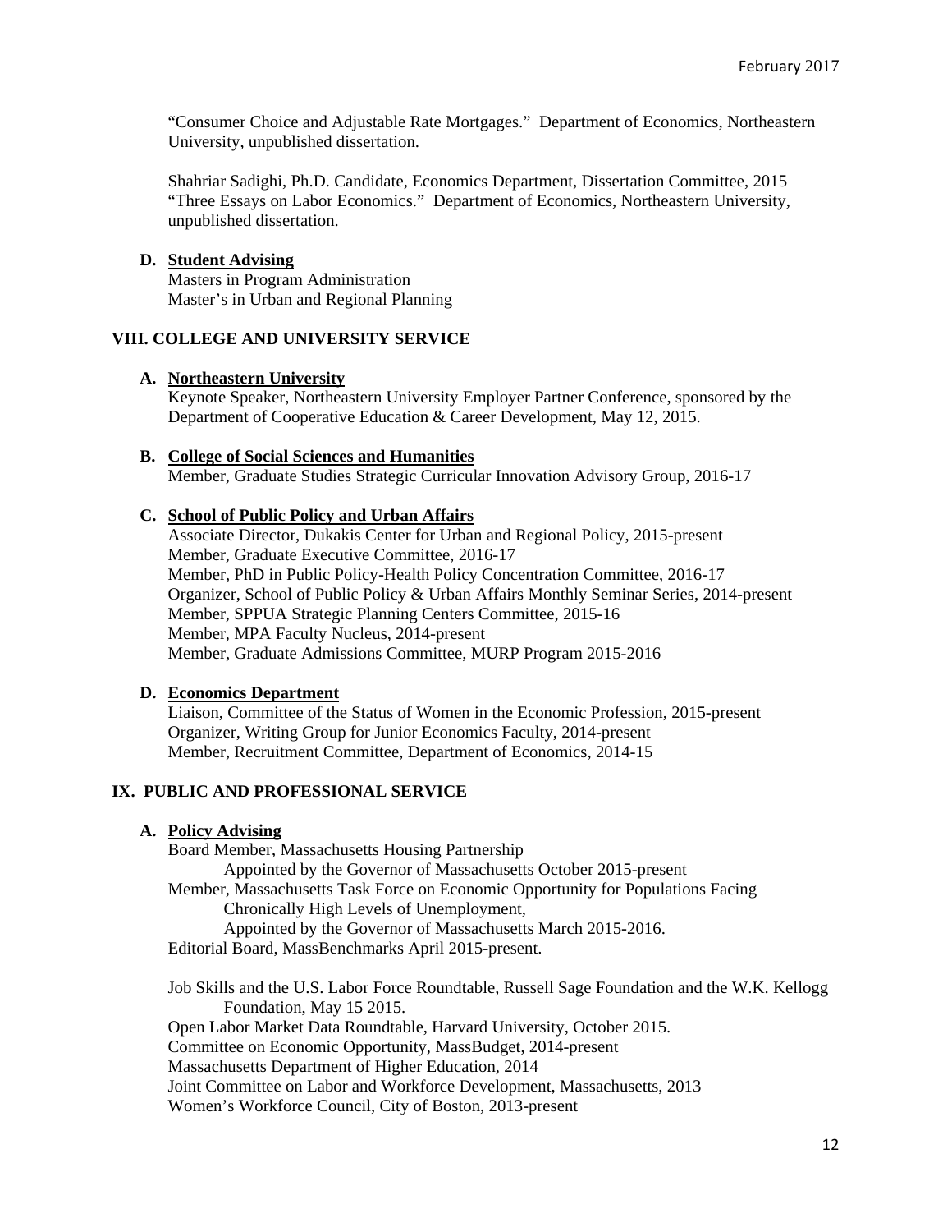"Consumer Choice and Adjustable Rate Mortgages." Department of Economics, Northeastern University, unpublished dissertation.

Shahriar Sadighi, Ph.D. Candidate, Economics Department, Dissertation Committee, 2015
"Three Essays on Labor Economics." Department of Economics, Northeastern University, unpublished dissertation.

**D. Student Advising**

Masters in Program Administration
Master's in Urban and Regional Planning

## VIII. COLLEGE AND UNIVERSITY SERVICE

**A. Northeastern University**

Keynote Speaker, Northeastern University Employer Partner Conference, sponsored by the Department of Cooperative Education & Career Development, May 12, 2015.

**B. College of Social Sciences and Humanities**

Member, Graduate Studies Strategic Curricular Innovation Advisory Group, 2016-17

**C. School of Public Policy and Urban Affairs**

Associate Director, Dukakis Center for Urban and Regional Policy, 2015-present
Member, Graduate Executive Committee, 2016-17
Member, PhD in Public Policy-Health Policy Concentration Committee, 2016-17
Organizer, School of Public Policy & Urban Affairs Monthly Seminar Series, 2014-present
Member, SPPUA Strategic Planning Centers Committee, 2015-16
Member, MPA Faculty Nucleus, 2014-present
Member, Graduate Admissions Committee, MURP Program 2015-2016

**D. Economics Department**

Liaison, Committee of the Status of Women in the Economic Profession, 2015-present
Organizer, Writing Group for Junior Economics Faculty, 2014-present
Member, Recruitment Committee, Department of Economics, 2014-15

## IX. PUBLIC AND PROFESSIONAL SERVICE

**A. Policy Advising**

Board Member, Massachusetts Housing Partnership
    Appointed by the Governor of Massachusetts October 2015-present
Member, Massachusetts Task Force on Economic Opportunity for Populations Facing Chronically High Levels of Unemployment,
    Appointed by the Governor of Massachusetts March 2015-2016.
Editorial Board, MassBenchmarks April 2015-present.

Job Skills and the U.S. Labor Force Roundtable, Russell Sage Foundation and the W.K. Kellogg Foundation, May 15 2015.
Open Labor Market Data Roundtable, Harvard University, October 2015.
Committee on Economic Opportunity, MassBudget, 2014-present
Massachusetts Department of Higher Education, 2014
Joint Committee on Labor and Workforce Development, Massachusetts, 2013
Women's Workforce Council, City of Boston, 2013-present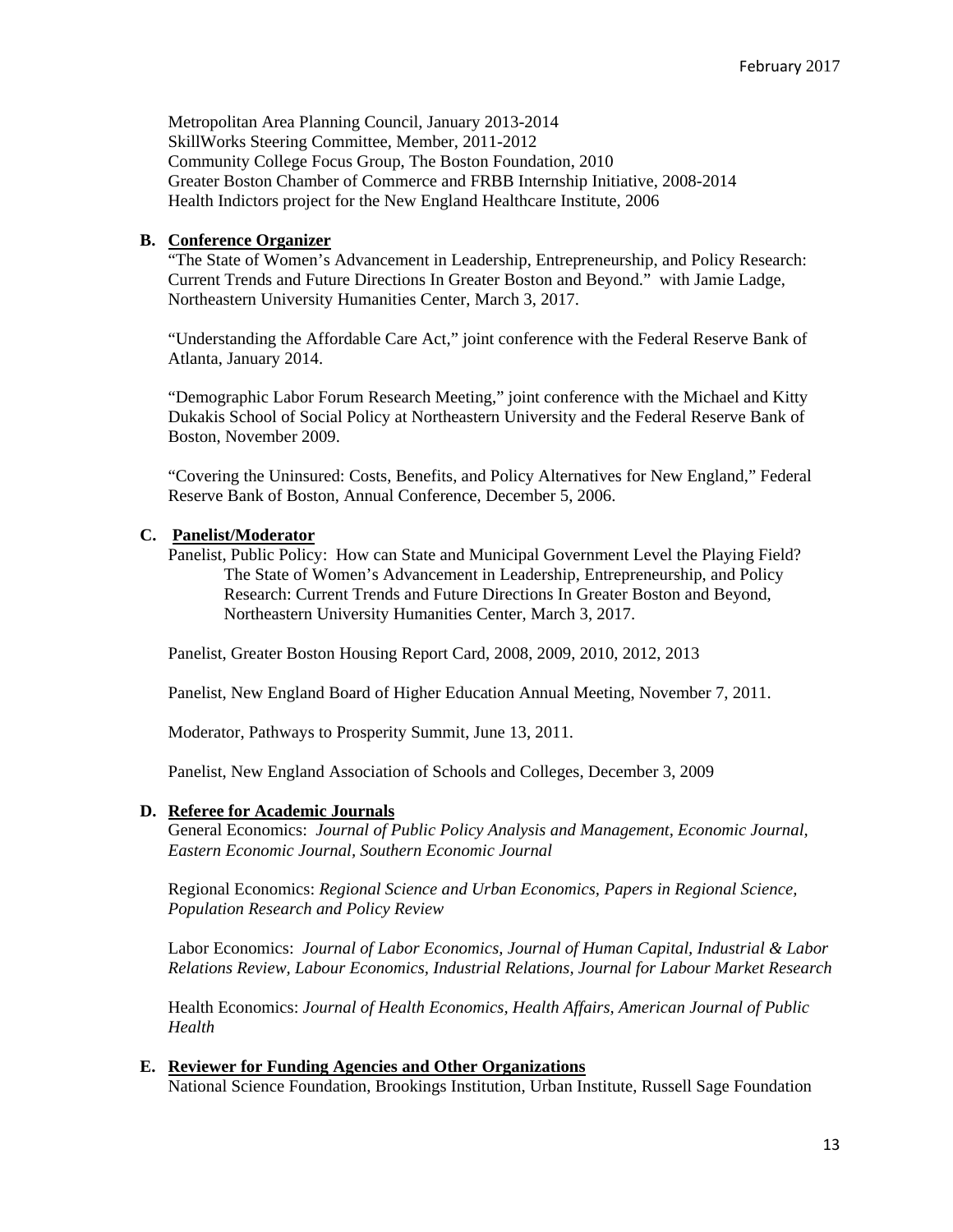Metropolitan Area Planning Council, January 2013-2014
SkillWorks Steering Committee, Member, 2011-2012
Community College Focus Group, The Boston Foundation, 2010
Greater Boston Chamber of Commerce and FRBB Internship Initiative, 2008-2014
Health Indictors project for the New England Healthcare Institute, 2006

**B. Conference Organizer**

"The State of Women's Advancement in Leadership, Entrepreneurship, and Policy Research: Current Trends and Future Directions In Greater Boston and Beyond." with Jamie Ladge, Northeastern University Humanities Center, March 3, 2017.

"Understanding the Affordable Care Act," joint conference with the Federal Reserve Bank of Atlanta, January 2014.

"Demographic Labor Forum Research Meeting," joint conference with the Michael and Kitty Dukakis School of Social Policy at Northeastern University and the Federal Reserve Bank of Boston, November 2009.

"Covering the Uninsured: Costs, Benefits, and Policy Alternatives for New England," Federal Reserve Bank of Boston, Annual Conference, December 5, 2006.

**C. Panelist/Moderator**

Panelist, Public Policy: How can State and Municipal Government Level the Playing Field? The State of Women's Advancement in Leadership, Entrepreneurship, and Policy Research: Current Trends and Future Directions In Greater Boston and Beyond, Northeastern University Humanities Center, March 3, 2017.

Panelist, Greater Boston Housing Report Card, 2008, 2009, 2010, 2012, 2013

Panelist, New England Board of Higher Education Annual Meeting, November 7, 2011.

Moderator, Pathways to Prosperity Summit, June 13, 2011.

Panelist, New England Association of Schools and Colleges, December 3, 2009

**D. Referee for Academic Journals**

General Economics: *Journal of Public Policy Analysis and Management*, *Economic Journal*, *Eastern Economic Journal*, *Southern Economic Journal*

Regional Economics: *Regional Science and Urban Economics, Papers in Regional Science, Population Research and Policy Review*

Labor Economics: *Journal of Labor Economics, Journal of Human Capital, Industrial & Labor Relations Review, Labour Economics, Industrial Relations, Journal for Labour Market Research*

Health Economics: *Journal of Health Economics, Health Affairs, American Journal of Public Health*

**E. Reviewer for Funding Agencies and Other Organizations**

National Science Foundation, Brookings Institution, Urban Institute, Russell Sage Foundation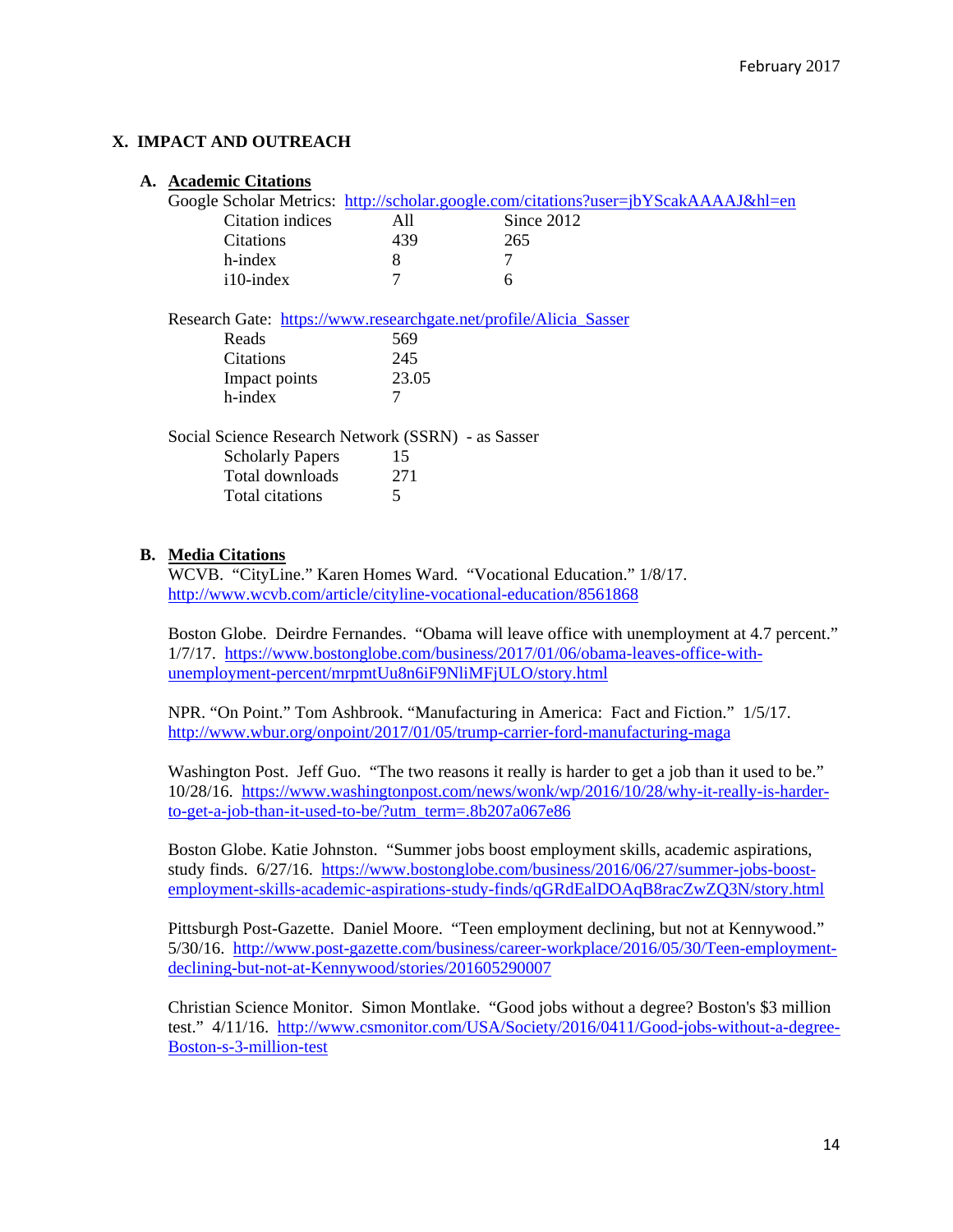## X. IMPACT AND OUTREACH

### A. Academic Citations

Google Scholar Metrics: http://scholar.google.com/citations?user=jbYScakAAAAJ&hl=en

| Citation indices | All | Since 2012 |
|---|---|---|
| Citations | 439 | 265 |
| h-index | 8 | 7 |
| i10-index | 7 | 6 |

Research Gate: https://www.researchgate.net/profile/Alicia_Sasser

| | |
|---|---|
| Reads | 569 |
| Citations | 245 |
| Impact points | 23.05 |
| h-index | 7 |

Social Science Research Network (SSRN) - as Sasser

| | |
|---|---|
| Scholarly Papers | 15 |
| Total downloads | 271 |
| Total citations | 5 |

### B. Media Citations

WCVB. "CityLine." Karen Homes Ward. "Vocational Education." 1/8/17. http://www.wcvb.com/article/cityline-vocational-education/8561868

Boston Globe. Deirdre Fernandes. "Obama will leave office with unemployment at 4.7 percent." 1/7/17. https://www.bostonglobe.com/business/2017/01/06/obama-leaves-office-with-unemployment-percent/mrpmtUu8n6iF9NliMFjULO/story.html

NPR. "On Point." Tom Ashbrook. "Manufacturing in America: Fact and Fiction." 1/5/17. http://www.wbur.org/onpoint/2017/01/05/trump-carrier-ford-manufacturing-maga

Washington Post. Jeff Guo. "The two reasons it really is harder to get a job than it used to be." 10/28/16. https://www.washingtonpost.com/news/wonk/wp/2016/10/28/why-it-really-is-harder-to-get-a-job-than-it-used-to-be/?utm_term=.8b207a067e86

Boston Globe. Katie Johnston. "Summer jobs boost employment skills, academic aspirations, study finds. 6/27/16. https://www.bostonglobe.com/business/2016/06/27/summer-jobs-boost-employment-skills-academic-aspirations-study-finds/qGRdEalDOAqB8racZwZQ3N/story.html

Pittsburgh Post-Gazette. Daniel Moore. "Teen employment declining, but not at Kennywood." 5/30/16. http://www.post-gazette.com/business/career-workplace/2016/05/30/Teen-employment-declining-but-not-at-Kennywood/stories/201605290007

Christian Science Monitor. Simon Montlake. "Good jobs without a degree? Boston's $3 million test." 4/11/16. http://www.csmonitor.com/USA/Society/2016/0411/Good-jobs-without-a-degree-Boston-s-3-million-test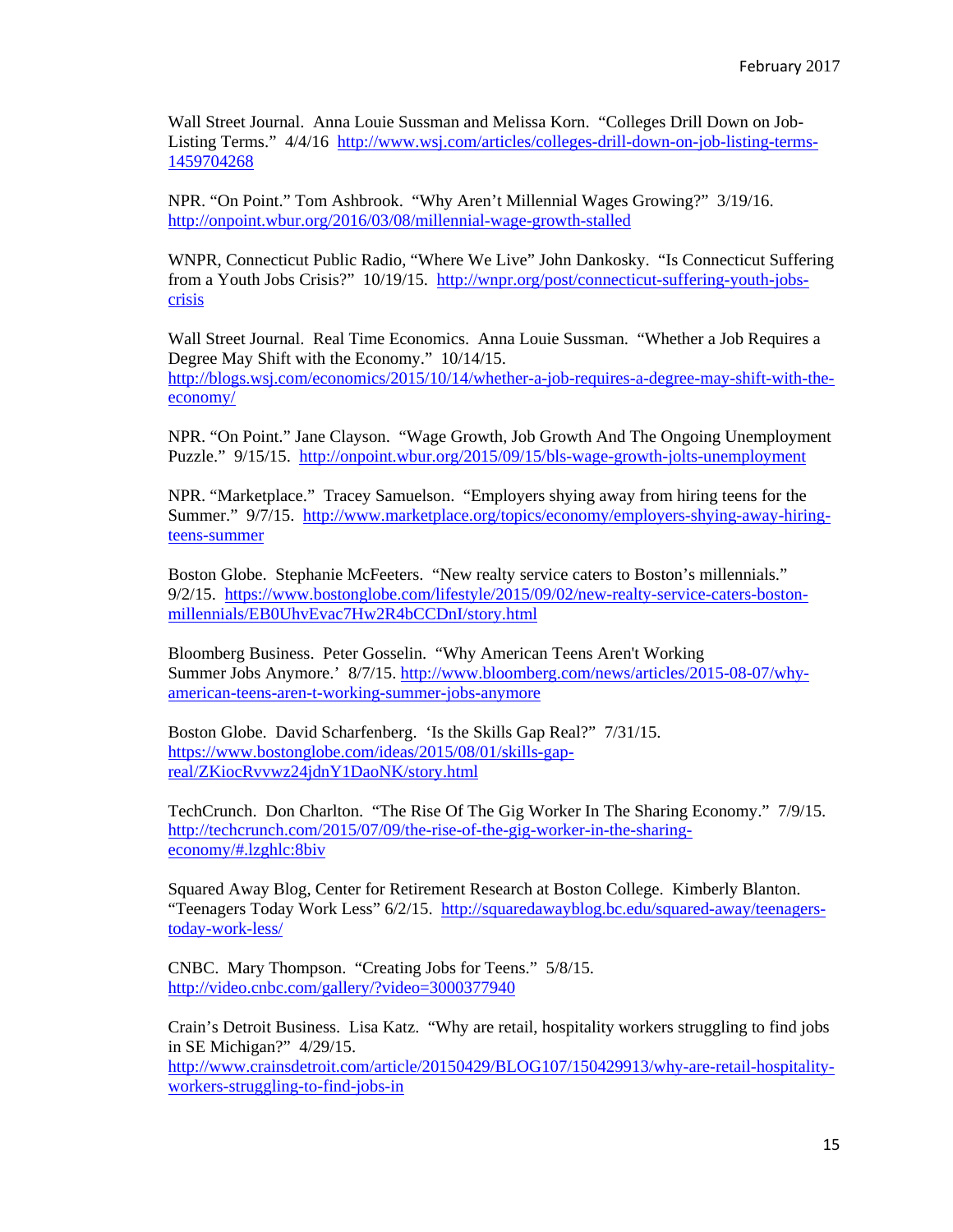Wall Street Journal. Anna Louie Sussman and Melissa Korn. "Colleges Drill Down on Job-Listing Terms." 4/4/16 http://www.wsj.com/articles/colleges-drill-down-on-job-listing-terms-1459704268

NPR. "On Point." Tom Ashbrook. "Why Aren't Millennial Wages Growing?" 3/19/16. http://onpoint.wbur.org/2016/03/08/millennial-wage-growth-stalled

WNPR, Connecticut Public Radio, "Where We Live" John Dankosky. "Is Connecticut Suffering from a Youth Jobs Crisis?" 10/19/15. http://wnpr.org/post/connecticut-suffering-youth-jobs-crisis

Wall Street Journal. Real Time Economics. Anna Louie Sussman. "Whether a Job Requires a Degree May Shift with the Economy." 10/14/15. http://blogs.wsj.com/economics/2015/10/14/whether-a-job-requires-a-degree-may-shift-with-the-economy/

NPR. "On Point." Jane Clayson. "Wage Growth, Job Growth And The Ongoing Unemployment Puzzle." 9/15/15. http://onpoint.wbur.org/2015/09/15/bls-wage-growth-jolts-unemployment

NPR. "Marketplace." Tracey Samuelson. "Employers shying away from hiring teens for the Summer." 9/7/15. http://www.marketplace.org/topics/economy/employers-shying-away-hiring-teens-summer

Boston Globe. Stephanie McFeeters. "New realty service caters to Boston's millennials." 9/2/15. https://www.bostonglobe.com/lifestyle/2015/09/02/new-realty-service-caters-boston-millennials/EB0UhvEvac7Hw2R4bCCDnI/story.html

Bloomberg Business. Peter Gosselin. "Why American Teens Aren't Working Summer Jobs Anymore.' 8/7/15. http://www.bloomberg.com/news/articles/2015-08-07/why-american-teens-aren-t-working-summer-jobs-anymore

Boston Globe. David Scharfenberg. 'Is the Skills Gap Real?" 7/31/15. https://www.bostonglobe.com/ideas/2015/08/01/skills-gap-real/ZKiocRvvwz24jdnY1DaoNK/story.html

TechCrunch. Don Charlton. "The Rise Of The Gig Worker In The Sharing Economy." 7/9/15. http://techcrunch.com/2015/07/09/the-rise-of-the-gig-worker-in-the-sharing-economy/#.lzghlc:8biv

Squared Away Blog, Center for Retirement Research at Boston College. Kimberly Blanton. "Teenagers Today Work Less" 6/2/15. http://squaredawayblog.bc.edu/squared-away/teenagers-today-work-less/

CNBC. Mary Thompson. "Creating Jobs for Teens." 5/8/15. http://video.cnbc.com/gallery/?video=3000377940

Crain's Detroit Business. Lisa Katz. "Why are retail, hospitality workers struggling to find jobs in SE Michigan?" 4/29/15. http://www.crainsdetroit.com/article/20150429/BLOG107/150429913/why-are-retail-hospitality-workers-struggling-to-find-jobs-in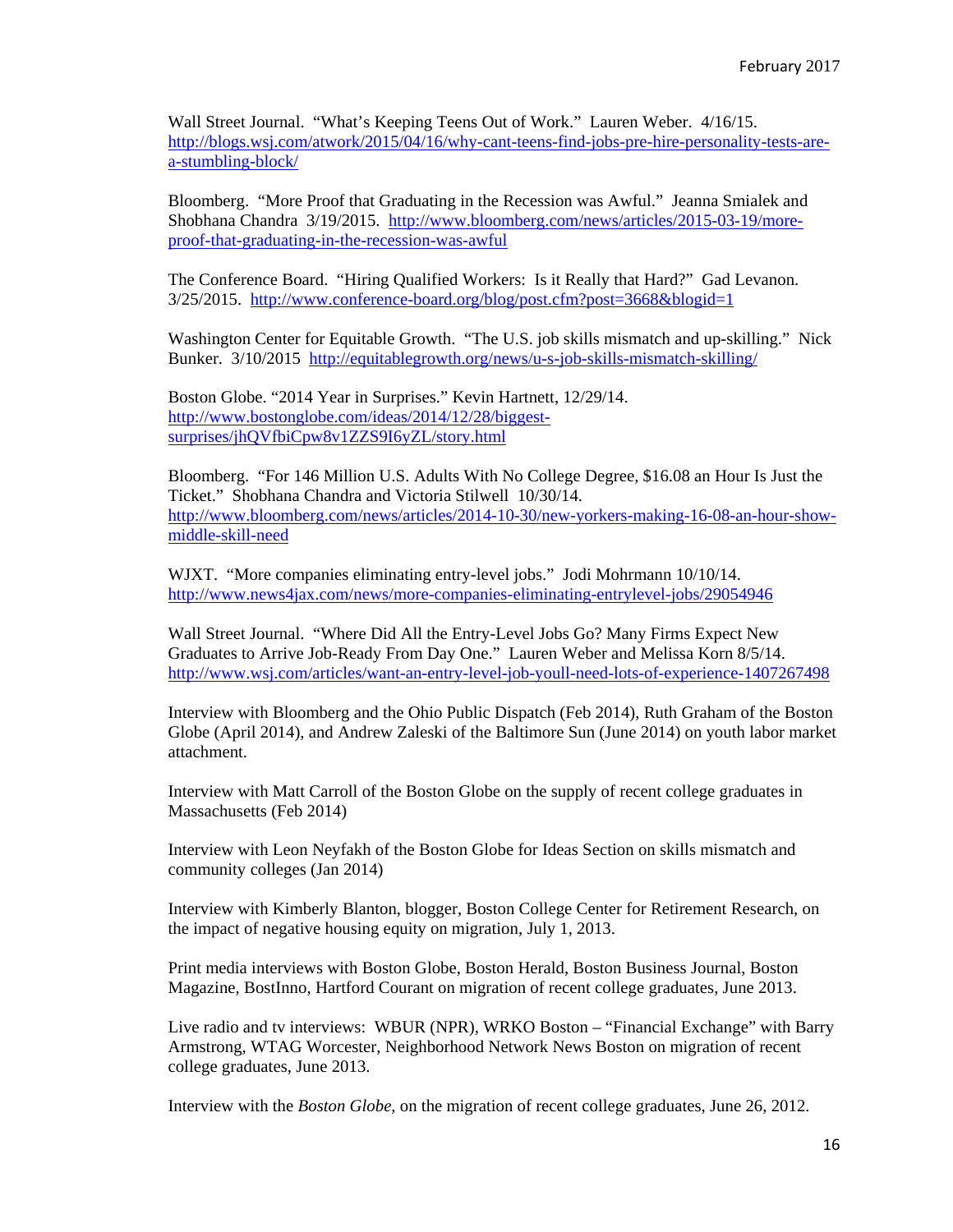Wall Street Journal. "What's Keeping Teens Out of Work." Lauren Weber. 4/16/15. http://blogs.wsj.com/atwork/2015/04/16/why-cant-teens-find-jobs-pre-hire-personality-tests-are-a-stumbling-block/

Bloomberg. "More Proof that Graduating in the Recession was Awful." Jeanna Smialek and Shobhana Chandra 3/19/2015. http://www.bloomberg.com/news/articles/2015-03-19/more-proof-that-graduating-in-the-recession-was-awful

The Conference Board. "Hiring Qualified Workers: Is it Really that Hard?" Gad Levanon. 3/25/2015. http://www.conference-board.org/blog/post.cfm?post=3668&blogid=1

Washington Center for Equitable Growth. "The U.S. job skills mismatch and up-skilling." Nick Bunker. 3/10/2015 http://equitablegrowth.org/news/u-s-job-skills-mismatch-skilling/

Boston Globe. "2014 Year in Surprises." Kevin Hartnett, 12/29/14. http://www.bostonglobe.com/ideas/2014/12/28/biggest-surprises/jhQVfbiCpw8v1ZZS9I6yZL/story.html

Bloomberg. "For 146 Million U.S. Adults With No College Degree, $16.08 an Hour Is Just the Ticket." Shobhana Chandra and Victoria Stilwell 10/30/14. http://www.bloomberg.com/news/articles/2014-10-30/new-yorkers-making-16-08-an-hour-show-middle-skill-need

WJXT. "More companies eliminating entry-level jobs." Jodi Mohrmann 10/10/14. http://www.news4jax.com/news/more-companies-eliminating-entrylevel-jobs/29054946

Wall Street Journal. "Where Did All the Entry-Level Jobs Go? Many Firms Expect New Graduates to Arrive Job-Ready From Day One." Lauren Weber and Melissa Korn 8/5/14. http://www.wsj.com/articles/want-an-entry-level-job-youll-need-lots-of-experience-1407267498

Interview with Bloomberg and the Ohio Public Dispatch (Feb 2014), Ruth Graham of the Boston Globe (April 2014), and Andrew Zaleski of the Baltimore Sun (June 2014) on youth labor market attachment.

Interview with Matt Carroll of the Boston Globe on the supply of recent college graduates in Massachusetts (Feb 2014)

Interview with Leon Neyfakh of the Boston Globe for Ideas Section on skills mismatch and community colleges (Jan 2014)

Interview with Kimberly Blanton, blogger, Boston College Center for Retirement Research, on the impact of negative housing equity on migration, July 1, 2013.

Print media interviews with Boston Globe, Boston Herald, Boston Business Journal, Boston Magazine, BostInno, Hartford Courant on migration of recent college graduates, June 2013.

Live radio and tv interviews: WBUR (NPR), WRKO Boston – "Financial Exchange" with Barry Armstrong, WTAG Worcester, Neighborhood Network News Boston on migration of recent college graduates, June 2013.

Interview with the *Boston Globe*, on the migration of recent college graduates, June 26, 2012.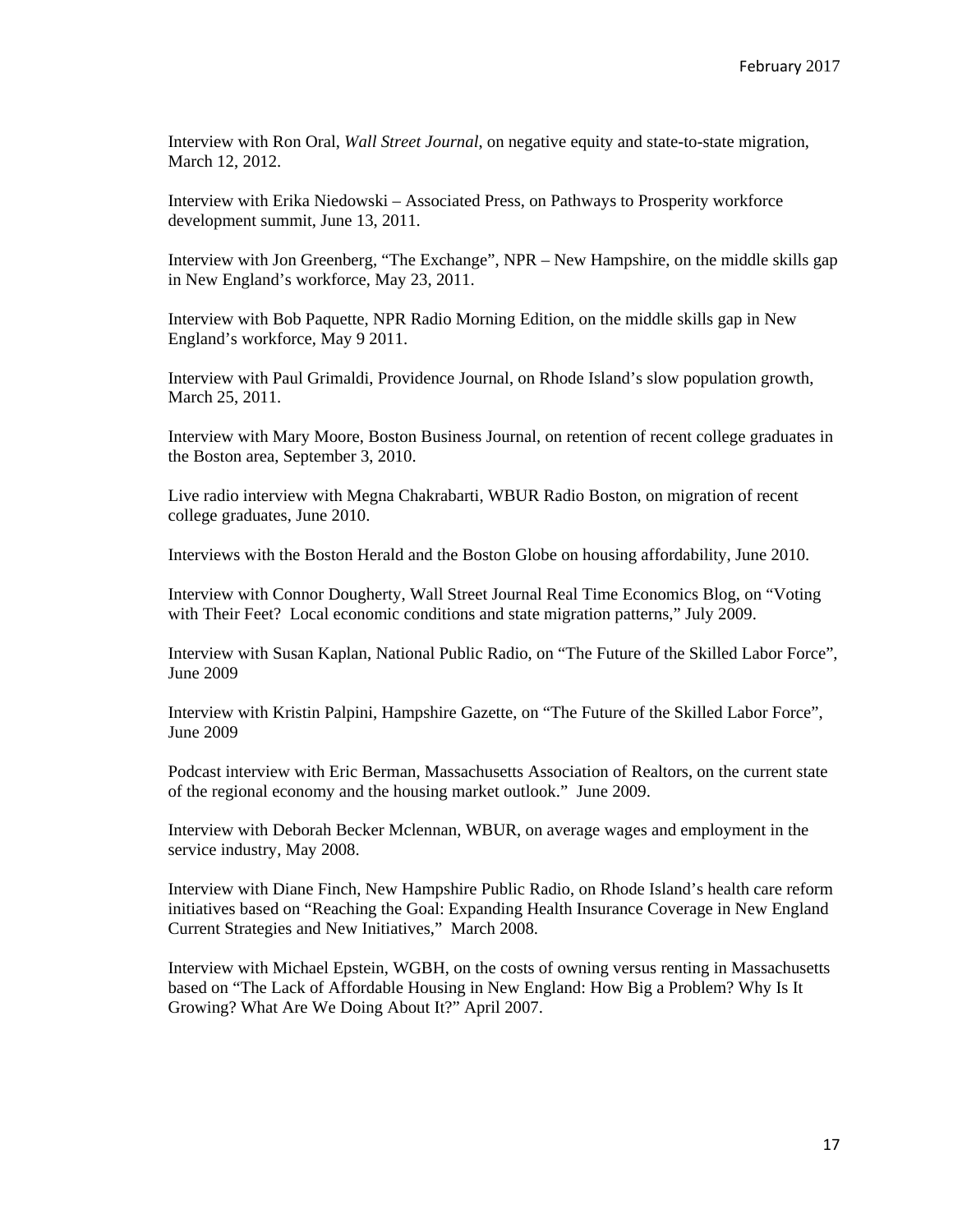Interview with Ron Oral, *Wall Street Journal*, on negative equity and state-to-state migration, March 12, 2012.

Interview with Erika Niedowski – Associated Press, on Pathways to Prosperity workforce development summit, June 13, 2011.

Interview with Jon Greenberg, "The Exchange", NPR – New Hampshire, on the middle skills gap in New England's workforce, May 23, 2011.

Interview with Bob Paquette, NPR Radio Morning Edition, on the middle skills gap in New England's workforce, May 9 2011.

Interview with Paul Grimaldi, Providence Journal, on Rhode Island's slow population growth, March 25, 2011.

Interview with Mary Moore, Boston Business Journal, on retention of recent college graduates in the Boston area, September 3, 2010.

Live radio interview with Megna Chakrabarti, WBUR Radio Boston, on migration of recent college graduates, June 2010.

Interviews with the Boston Herald and the Boston Globe on housing affordability, June 2010.

Interview with Connor Dougherty, Wall Street Journal Real Time Economics Blog, on "Voting with Their Feet? Local economic conditions and state migration patterns," July 2009.

Interview with Susan Kaplan, National Public Radio, on "The Future of the Skilled Labor Force", June 2009

Interview with Kristin Palpini, Hampshire Gazette, on "The Future of the Skilled Labor Force", June 2009

Podcast interview with Eric Berman, Massachusetts Association of Realtors, on the current state of the regional economy and the housing market outlook." June 2009.

Interview with Deborah Becker Mclennan, WBUR, on average wages and employment in the service industry, May 2008.

Interview with Diane Finch, New Hampshire Public Radio, on Rhode Island's health care reform initiatives based on "Reaching the Goal: Expanding Health Insurance Coverage in New England Current Strategies and New Initiatives," March 2008.

Interview with Michael Epstein, WGBH, on the costs of owning versus renting in Massachusetts based on "The Lack of Affordable Housing in New England: How Big a Problem? Why Is It Growing? What Are We Doing About It?" April 2007.